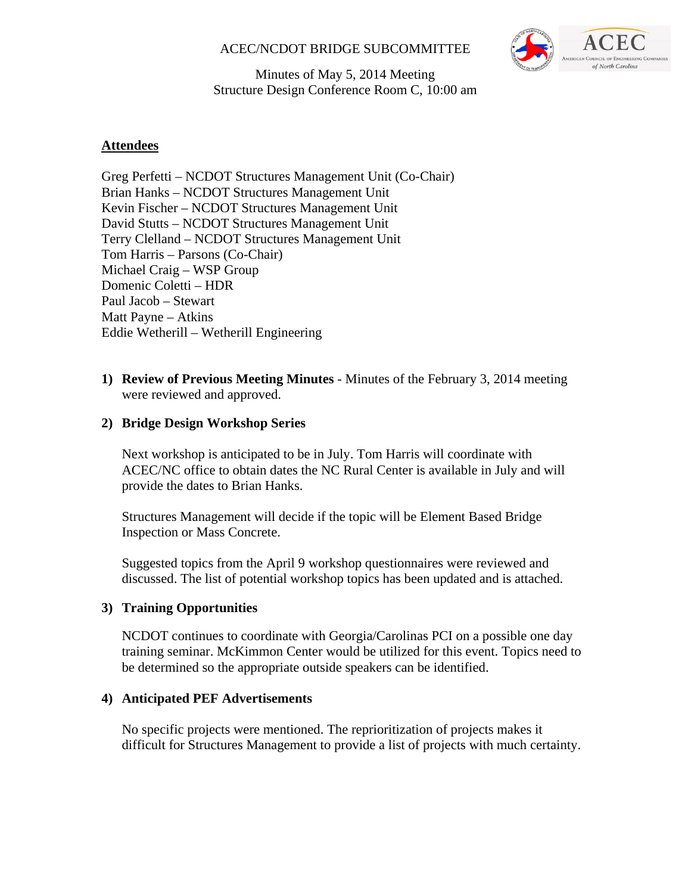# ACEC/NCDOT BRIDGE SUBCOMMITTEE

Minutes of May 5, 2014 Meeting
Structure Design Conference Room C, 10:00 am

## Attendees

Greg Perfetti – NCDOT Structures Management Unit (Co-Chair)
Brian Hanks – NCDOT Structures Management Unit
Kevin Fischer – NCDOT Structures Management Unit
David Stutts – NCDOT Structures Management Unit
Terry Clelland – NCDOT Structures Management Unit
Tom Harris – Parsons (Co-Chair)
Michael Craig – WSP Group
Domenic Coletti – HDR
Paul Jacob – Stewart
Matt Payne – Atkins
Eddie Wetherill – Wetherill Engineering

1) **Review of Previous Meeting Minutes** - Minutes of the February 3, 2014 meeting were reviewed and approved.

2) **Bridge Design Workshop Series**

   Next workshop is anticipated to be in July. Tom Harris will coordinate with ACEC/NC office to obtain dates the NC Rural Center is available in July and will provide the dates to Brian Hanks.

   Structures Management will decide if the topic will be Element Based Bridge Inspection or Mass Concrete.

   Suggested topics from the April 9 workshop questionnaires were reviewed and discussed. The list of potential workshop topics has been updated and is attached.

3) **Training Opportunities**

   NCDOT continues to coordinate with Georgia/Carolinas PCI on a possible one day training seminar. McKimmon Center would be utilized for this event. Topics need to be determined so the appropriate outside speakers can be identified.

4) **Anticipated PEF Advertisements**

   No specific projects were mentioned. The reprioritization of projects makes it difficult for Structures Management to provide a list of projects with much certainty.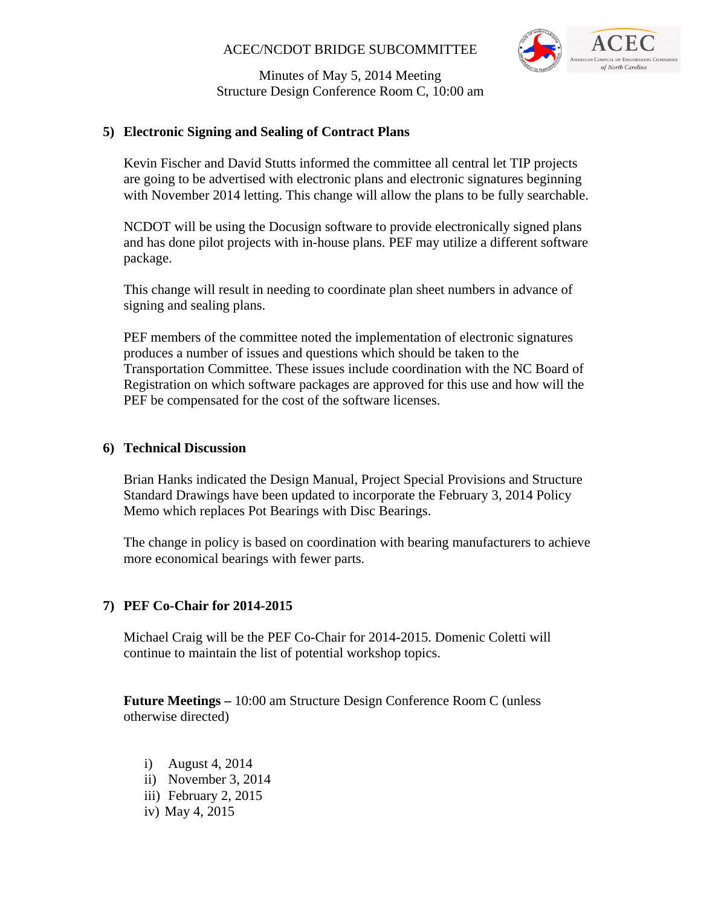ACEC/NCDOT BRIDGE SUBCOMMITTEE

Minutes of May 5, 2014 Meeting
Structure Design Conference Room C, 10:00 am

**5) Electronic Signing and Sealing of Contract Plans**

Kevin Fischer and David Stutts informed the committee all central let TIP projects are going to be advertised with electronic plans and electronic signatures beginning with November 2014 letting. This change will allow the plans to be fully searchable.

NCDOT will be using the Docusign software to provide electronically signed plans and has done pilot projects with in-house plans. PEF may utilize a different software package.

This change will result in needing to coordinate plan sheet numbers in advance of signing and sealing plans.

PEF members of the committee noted the implementation of electronic signatures produces a number of issues and questions which should be taken to the Transportation Committee. These issues include coordination with the NC Board of Registration on which software packages are approved for this use and how will the PEF be compensated for the cost of the software licenses.

**6) Technical Discussion**

Brian Hanks indicated the Design Manual, Project Special Provisions and Structure Standard Drawings have been updated to incorporate the February 3, 2014 Policy Memo which replaces Pot Bearings with Disc Bearings.

The change in policy is based on coordination with bearing manufacturers to achieve more economical bearings with fewer parts.

**7) PEF Co-Chair for 2014-2015**

Michael Craig will be the PEF Co-Chair for 2014-2015. Domenic Coletti will continue to maintain the list of potential workshop topics.

**Future Meetings –** 10:00 am Structure Design Conference Room C (unless otherwise directed)

i) August 4, 2014
ii) November 3, 2014
iii) February 2, 2015
iv) May 4, 2015